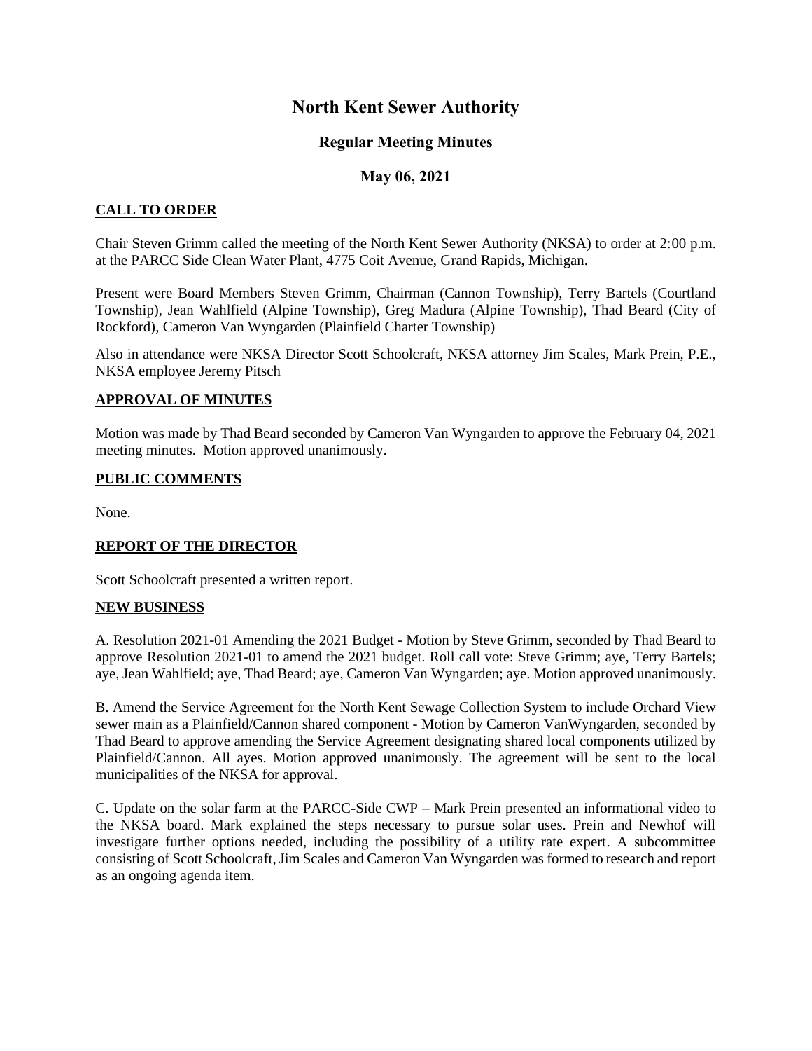# North Kent Sewer Authority

## Regular Meeting Minutes

## May 06, 2021

### CALL TO ORDER

Chair Steven Grimm called the meeting of the North Kent Sewer Authority (NKSA) to order at 2:00 p.m. at the PARCC Side Clean Water Plant, 4775 Coit Avenue, Grand Rapids, Michigan.

Present were Board Members Steven Grimm, Chairman (Cannon Township), Terry Bartels (Courtland Township), Jean Wahlfield (Alpine Township), Greg Madura (Alpine Township), Thad Beard (City of Rockford), Cameron Van Wyngarden (Plainfield Charter Township)

Also in attendance were NKSA Director Scott Schoolcraft, NKSA attorney Jim Scales, Mark Prein, P.E., NKSA employee Jeremy Pitsch

### APPROVAL OF MINUTES

Motion was made by Thad Beard seconded by Cameron Van Wyngarden to approve the February 04, 2021 meeting minutes. Motion approved unanimously.

### PUBLIC COMMENTS

None.

### REPORT OF THE DIRECTOR

Scott Schoolcraft presented a written report.

### NEW BUSINESS

A. Resolution 2021-01 Amending the 2021 Budget - Motion by Steve Grimm, seconded by Thad Beard to approve Resolution 2021-01 to amend the 2021 budget. Roll call vote: Steve Grimm; aye, Terry Bartels; aye, Jean Wahlfield; aye, Thad Beard; aye, Cameron Van Wyngarden; aye. Motion approved unanimously.

B. Amend the Service Agreement for the North Kent Sewage Collection System to include Orchard View sewer main as a Plainfield/Cannon shared component - Motion by Cameron VanWyngarden, seconded by Thad Beard to approve amending the Service Agreement designating shared local components utilized by Plainfield/Cannon. All ayes. Motion approved unanimously. The agreement will be sent to the local municipalities of the NKSA for approval.

C. Update on the solar farm at the PARCC-Side CWP – Mark Prein presented an informational video to the NKSA board. Mark explained the steps necessary to pursue solar uses. Prein and Newhof will investigate further options needed, including the possibility of a utility rate expert. A subcommittee consisting of Scott Schoolcraft, Jim Scales and Cameron Van Wyngarden was formed to research and report as an ongoing agenda item.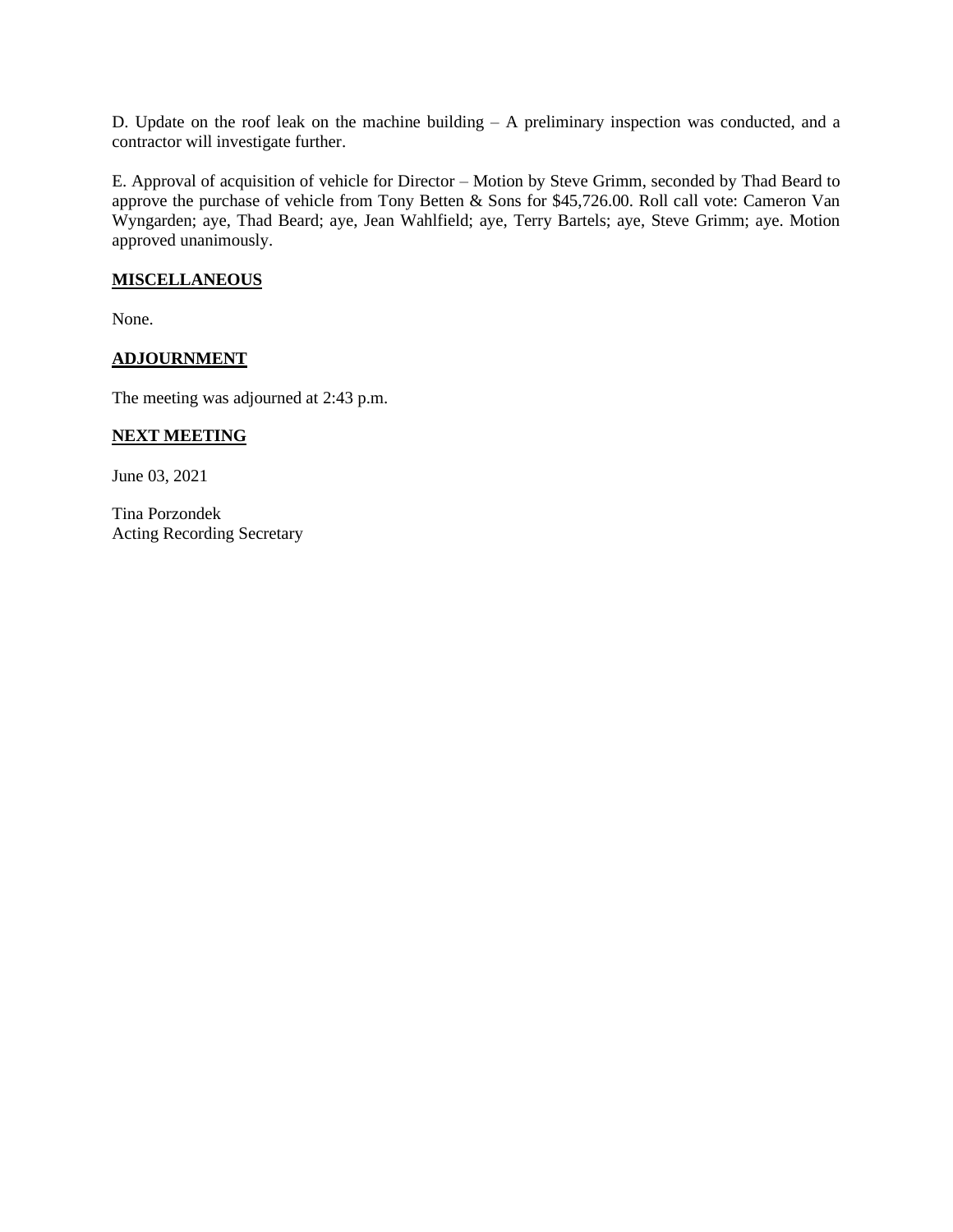D. Update on the roof leak on the machine building – A preliminary inspection was conducted, and a contractor will investigate further.

E. Approval of acquisition of vehicle for Director – Motion by Steve Grimm, seconded by Thad Beard to approve the purchase of vehicle from Tony Betten & Sons for $45,726.00. Roll call vote: Cameron Van Wyngarden; aye, Thad Beard; aye, Jean Wahlfield; aye, Terry Bartels; aye, Steve Grimm; aye. Motion approved unanimously.

## MISCELLANEOUS

None.

## ADJOURNMENT

The meeting was adjourned at 2:43 p.m.

## NEXT MEETING

June 03, 2021

Tina Porzondek
Acting Recording Secretary